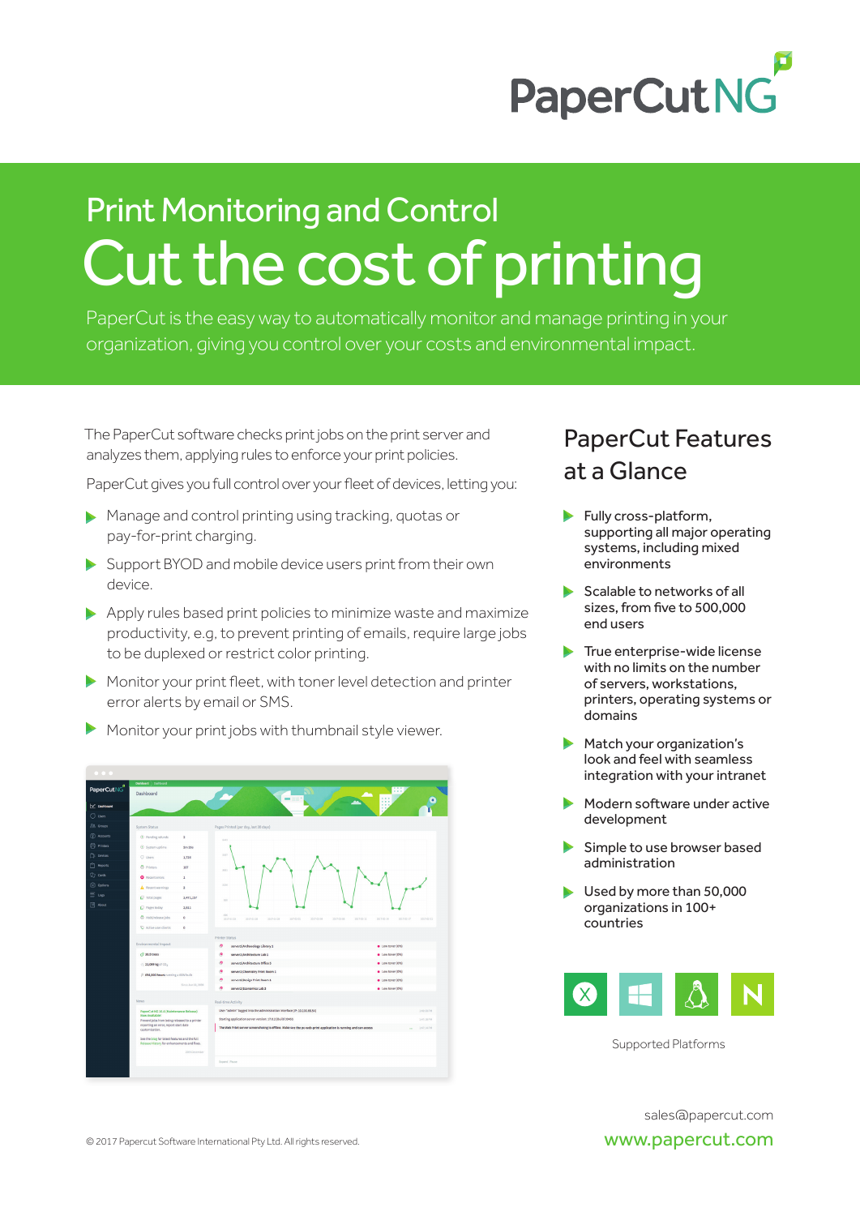# PaperCut NG

## Print Monitoring and Control

# Cut the cost of printing

PaperCut is the easy way to automatically monitor and manage printing in your organization, giving you control over your costs and environmental impact.

The PaperCut software checks print jobs on the print server and analyzes them, applying rules to enforce your print policies.

PaperCut gives you full control over your fleet of devices, letting you:

- Manage and control printing using tracking, quotas or pay-for-print charging.
- Support BYOD and mobile device users print from their own device.
- Apply rules based print policies to minimize waste and maximize productivity, e.g, to prevent printing of emails, require large jobs to be duplexed or restrict color printing.
- Monitor your print fleet, with toner level detection and printer error alerts by email or SMS.
- Monitor your print jobs with thumbnail style viewer.

## PaperCut Features at a Glance

- Fully cross-platform, supporting all major operating systems, including mixed environments
- Scalable to networks of all sizes, from five to 500,000 end users
- True enterprise-wide license with no limits on the number of servers, workstations, printers, operating systems or domains
- Match your organization's look and feel with seamless integration with your intranet
- Modern software under active development
- Simple to use browser based administration
- Used by more than 50,000 organizations in 100+ countries

Supported Platforms

sales@papercut.com

www.papercut.com

© 2017 Papercut Software International Pty Ltd. All rights reserved.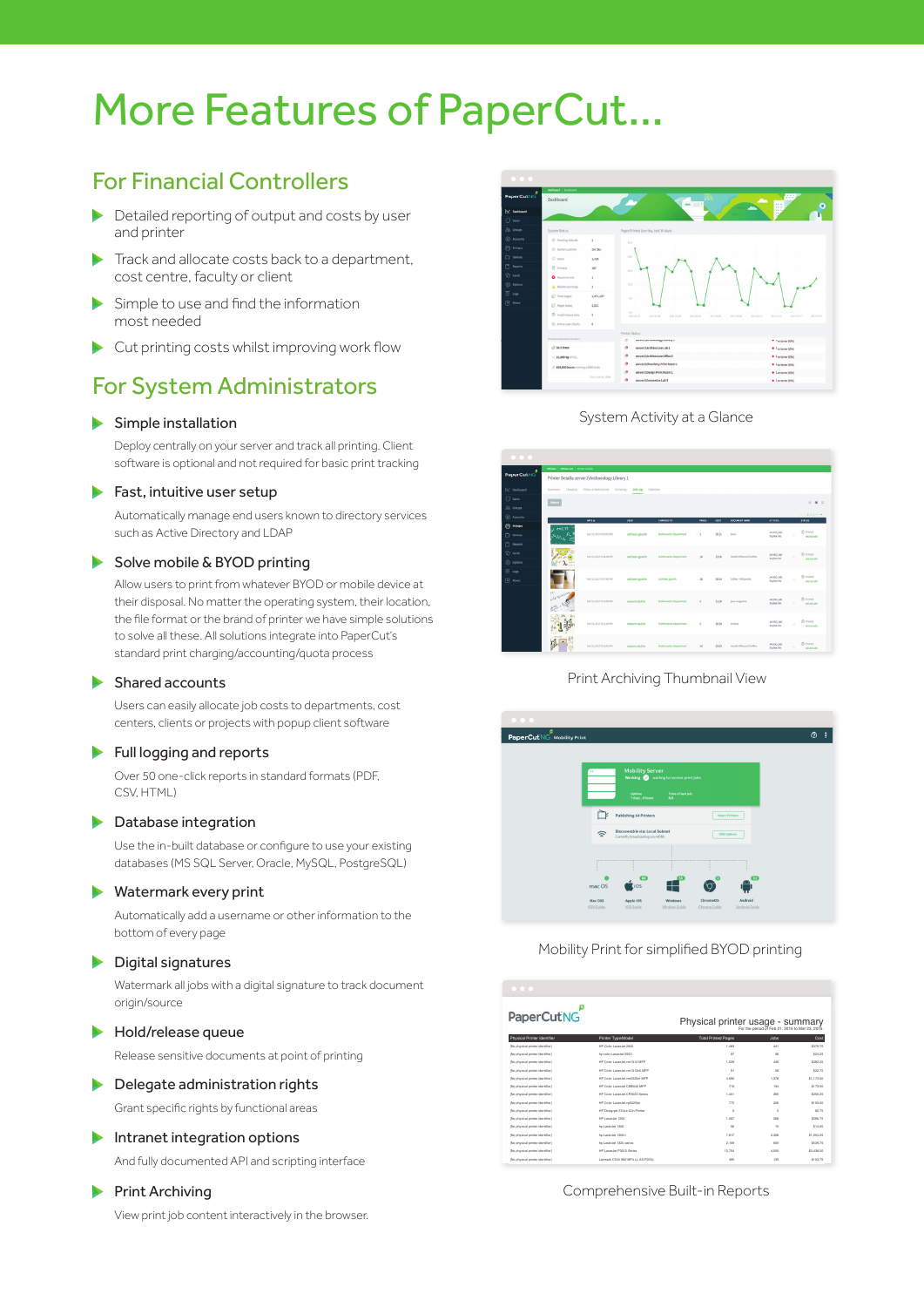# More Features of PaperCut...

## For Financial Controllers

- Detailed reporting of output and costs by user and printer
- Track and allocate costs back to a department, cost centre, faculty or client
- Simple to use and find the information most needed
- Cut printing costs whilst improving work flow

## For System Administrators

- **Simple installation**

  Deploy centrally on your server and track all printing. Client software is optional and not required for basic print tracking

- **Fast, intuitive user setup**

  Automatically manage end users known to directory services such as Active Directory and LDAP

- **Solve mobile & BYOD printing**

  Allow users to print from whatever BYOD or mobile device at their disposal. No matter the operating system, their location, the file format or the brand of printer we have simple solutions to solve all these. All solutions integrate into PaperCut's standard print charging/accounting/quota process

- **Shared accounts**

  Users can easily allocate job costs to departments, cost centers, clients or projects with popup client software

- **Full logging and reports**

  Over 50 one-click reports in standard formats (PDF, CSV, HTML)

- **Database integration**

  Use the in-built database or configure to use your existing databases (MS SQL Server, Oracle, MySQL, PostgreSQL)

- **Watermark every print**

  Automatically add a username or other information to the bottom of every page

- **Digital signatures**

  Watermark all jobs with a digital signature to track document origin/source

- **Hold/release queue**

  Release sensitive documents at point of printing

- **Delegate administration rights**

  Grant specific rights by functional areas

- **Intranet integration options**

  And fully documented API and scripting interface

- **Print Archiving**

  View print job content interactively in the browser.

System Activity at a Glance

Print Archiving Thumbnail View

Mobility Print for simplified BYOD printing

Comprehensive Built-in Reports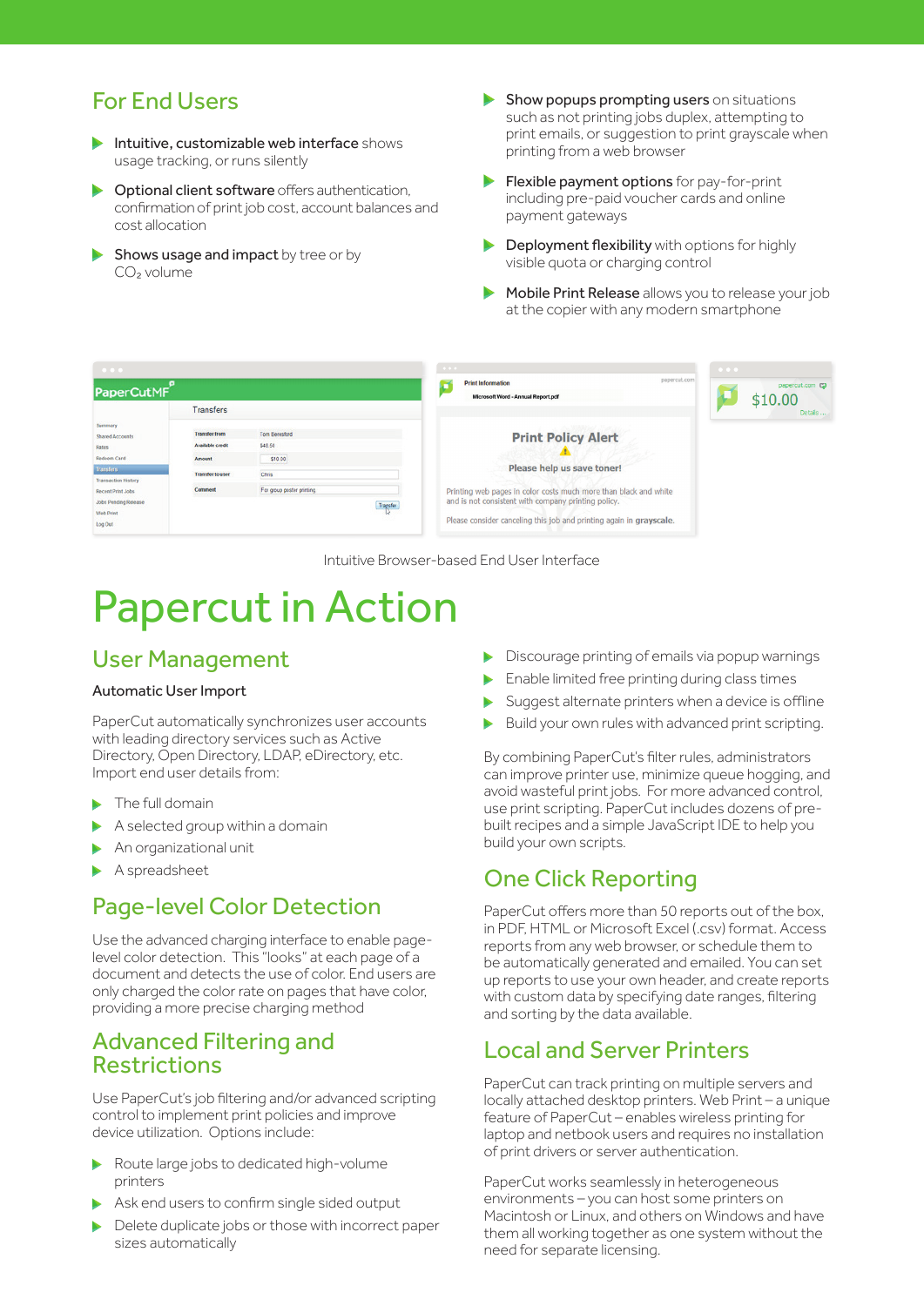## For End Users

- **Intuitive, customizable web interface** shows usage tracking, or runs silently
- **Optional client software** offers authentication, confirmation of print job cost, account balances and cost allocation
- **Shows usage and impact** by tree or by $CO_2$ volume
- **Show popups prompting users** on situations such as not printing jobs duplex, attempting to print emails, or suggestion to print grayscale when printing from a web browser
- **Flexible payment options** for pay-for-print including pre-paid voucher cards and online payment gateways
- **Deployment flexibility** with options for highly visible quota or charging control
- **Mobile Print Release** allows you to release your job at the copier with any modern smartphone

Intuitive Browser-based End User Interface

# Papercut in Action

## User Management

Automatic User Import

PaperCut automatically synchronizes user accounts with leading directory services such as Active Directory, Open Directory, LDAP, eDirectory, etc. Import end user details from:

- The full domain
- A selected group within a domain
- An organizational unit
- A spreadsheet

## Page-level Color Detection

Use the advanced charging interface to enable page-level color detection. This "looks" at each page of a document and detects the use of color. End users are only charged the color rate on pages that have color, providing a more precise charging method

## Advanced Filtering and Restrictions

Use PaperCut's job filtering and/or advanced scripting control to implement print policies and improve device utilization. Options include:

- Route large jobs to dedicated high-volume printers
- Ask end users to confirm single sided output
- Delete duplicate jobs or those with incorrect paper sizes automatically
- Discourage printing of emails via popup warnings
- Enable limited free printing during class times
- Suggest alternate printers when a device is offline
- Build your own rules with advanced print scripting.

By combining PaperCut's filter rules, administrators can improve printer use, minimize queue hogging, and avoid wasteful print jobs. For more advanced control, use print scripting. PaperCut includes dozens of pre-built recipes and a simple JavaScript IDE to help you build your own scripts.

## One Click Reporting

PaperCut offers more than 50 reports out of the box, in PDF, HTML or Microsoft Excel (.csv) format. Access reports from any web browser, or schedule them to be automatically generated and emailed. You can set up reports to use your own header, and create reports with custom data by specifying date ranges, filtering and sorting by the data available.

## Local and Server Printers

PaperCut can track printing on multiple servers and locally attached desktop printers. Web Print – a unique feature of PaperCut – enables wireless printing for laptop and netbook users and requires no installation of print drivers or server authentication.

PaperCut works seamlessly in heterogeneous environments – you can host some printers on Macintosh or Linux, and others on Windows and have them all working together as one system without the need for separate licensing.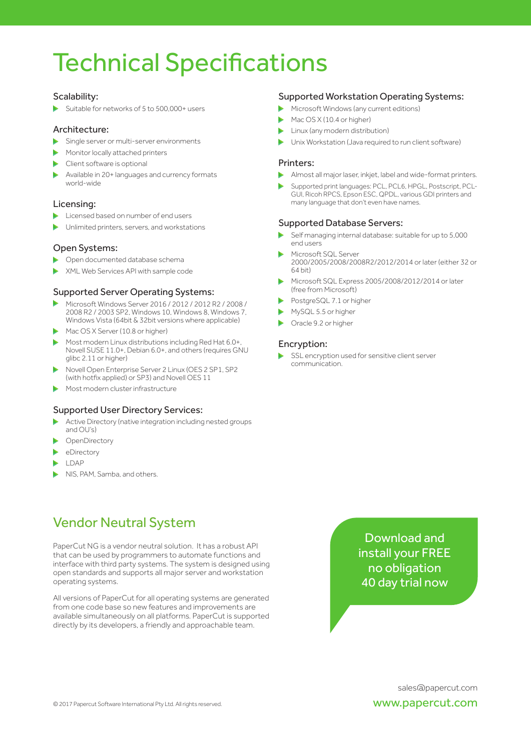# Technical Specifications

## Scalability:

- Suitable for networks of 5 to 500,000+ users

## Architecture:

- Single server or multi-server environments
- Monitor locally attached printers
- Client software is optional
- Available in 20+ languages and currency formats world-wide

## Licensing:

- Licensed based on number of end users
- Unlimited printers, servers, and workstations

## Open Systems:

- Open documented database schema
- XML Web Services API with sample code

## Supported Server Operating Systems:

- Microsoft Windows Server 2016 / 2012 / 2012 R2 / 2008 / 2008 R2 / 2003 SP2, Windows 10, Windows 8, Windows 7, Windows Vista (64bit & 32bit versions where applicable)
- Mac OS X Server (10.8 or higher)
- Most modern Linux distributions including Red Hat 6.0+, Novell SUSE 11.0+, Debian 6.0+, and others (requires GNU glibc 2.11 or higher)
- Novell Open Enterprise Server 2 Linux (OES 2 SP1, SP2 (with hotfix applied) or SP3) and Novell OES 11
- Most modern cluster infrastructure

## Supported User Directory Services:

- Active Directory (native integration including nested groups and OU's)
- OpenDirectory
- eDirectory
- LDAP
- NIS, PAM, Samba, and others.

## Supported Workstation Operating Systems:

- Microsoft Windows (any current editions)
- Mac OS X (10.4 or higher)
- Linux (any modern distribution)
- Unix Workstation (Java required to run client software)

## Printers:

- Almost all major laser, inkjet, label and wide-format printers.
- Supported print languages: PCL, PCL6, HPGL, Postscript, PCL-GUI, Ricoh RPCS, Epson ESC, QPDL, various GDI printers and many language that don't even have names.

## Supported Database Servers:

- Self managing internal database: suitable for up to 5,000 end users
- Microsoft SQL Server 2000/2005/2008/2008R2/2012/2014 or later (either 32 or 64 bit)
- Microsoft SQL Express 2005/2008/2012/2014 or later (free from Microsoft)
- PostgreSQL 7.1 or higher
- MySQL 5.5 or higher
- Oracle 9.2 or higher

## Encryption:

- SSL encryption used for sensitive client server communication.

## Vendor Neutral System

PaperCut NG is a vendor neutral solution. It has a robust API that can be used by programmers to automate functions and interface with third party systems. The system is designed using open standards and supports all major server and workstation operating systems.

All versions of PaperCut for all operating systems are generated from one code base so new features and improvements are available simultaneously on all platforms. PaperCut is supported directly by its developers, a friendly and approachable team.

Download and install your FREE no obligation 40 day trial now

© 2017 Papercut Software International Pty Ltd. All rights reserved.

sales@papercut.com

www.papercut.com